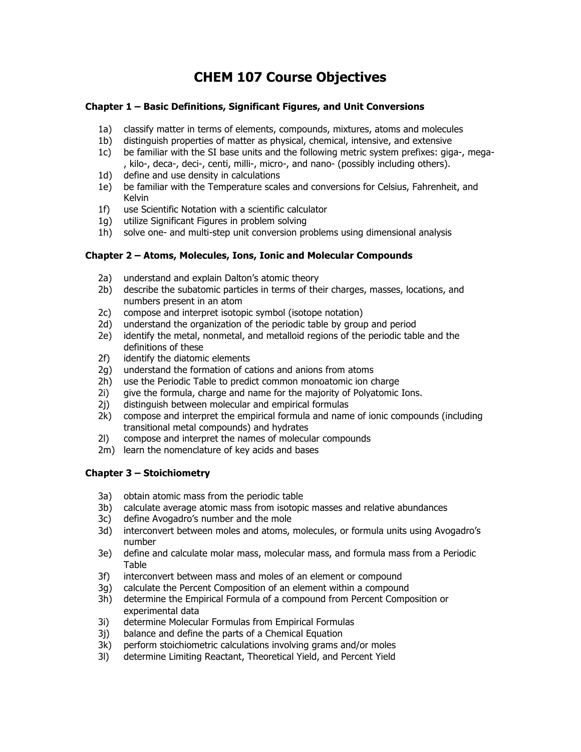# CHEM 107 Course Objectives

### Chapter 1 – Basic Definitions, Significant Figures, and Unit Conversions

1a) classify matter in terms of elements, compounds, mixtures, atoms and molecules
1b) distinguish properties of matter as physical, chemical, intensive, and extensive
1c) be familiar with the SI base units and the following metric system prefixes: giga-, mega-, kilo-, deca-, deci-, centi, milli-, micro-, and nano- (possibly including others).
1d) define and use density in calculations
1e) be familiar with the Temperature scales and conversions for Celsius, Fahrenheit, and Kelvin
1f) use Scientific Notation with a scientific calculator
1g) utilize Significant Figures in problem solving
1h) solve one- and multi-step unit conversion problems using dimensional analysis

### Chapter 2 – Atoms, Molecules, Ions, Ionic and Molecular Compounds

2a) understand and explain Dalton's atomic theory
2b) describe the subatomic particles in terms of their charges, masses, locations, and numbers present in an atom
2c) compose and interpret isotopic symbol (isotope notation)
2d) understand the organization of the periodic table by group and period
2e) identify the metal, nonmetal, and metalloid regions of the periodic table and the definitions of these
2f) identify the diatomic elements
2g) understand the formation of cations and anions from atoms
2h) use the Periodic Table to predict common monoatomic ion charge
2i) give the formula, charge and name for the majority of Polyatomic Ions.
2j) distinguish between molecular and empirical formulas
2k) compose and interpret the empirical formula and name of ionic compounds (including transitional metal compounds) and hydrates
2l) compose and interpret the names of molecular compounds
2m) learn the nomenclature of key acids and bases

### Chapter 3 – Stoichiometry

3a) obtain atomic mass from the periodic table
3b) calculate average atomic mass from isotopic masses and relative abundances
3c) define Avogadro's number and the mole
3d) interconvert between moles and atoms, molecules, or formula units using Avogadro's number
3e) define and calculate molar mass, molecular mass, and formula mass from a Periodic Table
3f) interconvert between mass and moles of an element or compound
3g) calculate the Percent Composition of an element within a compound
3h) determine the Empirical Formula of a compound from Percent Composition or experimental data
3i) determine Molecular Formulas from Empirical Formulas
3j) balance and define the parts of a Chemical Equation
3k) perform stoichiometric calculations involving grams and/or moles
3l) determine Limiting Reactant, Theoretical Yield, and Percent Yield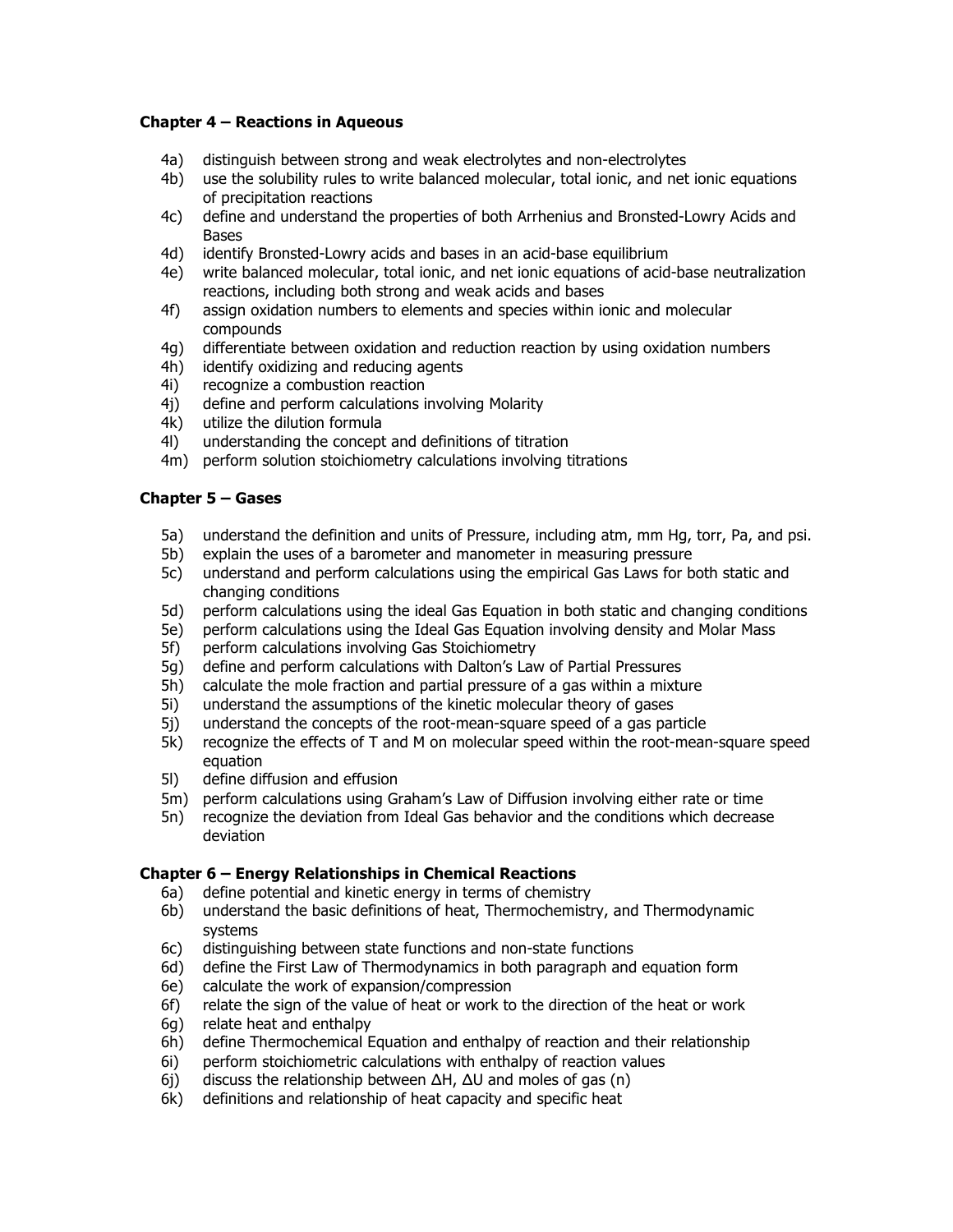### Chapter 4 – Reactions in Aqueous

- 4a) distinguish between strong and weak electrolytes and non-electrolytes
- 4b) use the solubility rules to write balanced molecular, total ionic, and net ionic equations of precipitation reactions
- 4c) define and understand the properties of both Arrhenius and Bronsted-Lowry Acids and Bases
- 4d) identify Bronsted-Lowry acids and bases in an acid-base equilibrium
- 4e) write balanced molecular, total ionic, and net ionic equations of acid-base neutralization reactions, including both strong and weak acids and bases
- 4f) assign oxidation numbers to elements and species within ionic and molecular compounds
- 4g) differentiate between oxidation and reduction reaction by using oxidation numbers
- 4h) identify oxidizing and reducing agents
- 4i) recognize a combustion reaction
- 4j) define and perform calculations involving Molarity
- 4k) utilize the dilution formula
- 4l) understanding the concept and definitions of titration
- 4m) perform solution stoichiometry calculations involving titrations

### Chapter 5 – Gases

- 5a) understand the definition and units of Pressure, including atm, mm Hg, torr, Pa, and psi.
- 5b) explain the uses of a barometer and manometer in measuring pressure
- 5c) understand and perform calculations using the empirical Gas Laws for both static and changing conditions
- 5d) perform calculations using the ideal Gas Equation in both static and changing conditions
- 5e) perform calculations using the Ideal Gas Equation involving density and Molar Mass
- 5f) perform calculations involving Gas Stoichiometry
- 5g) define and perform calculations with Dalton's Law of Partial Pressures
- 5h) calculate the mole fraction and partial pressure of a gas within a mixture
- 5i) understand the assumptions of the kinetic molecular theory of gases
- 5j) understand the concepts of the root-mean-square speed of a gas particle
- 5k) recognize the effects of T and M on molecular speed within the root-mean-square speed equation
- 5l) define diffusion and effusion
- 5m) perform calculations using Graham's Law of Diffusion involving either rate or time
- 5n) recognize the deviation from Ideal Gas behavior and the conditions which decrease deviation

### Chapter 6 – Energy Relationships in Chemical Reactions

- 6a) define potential and kinetic energy in terms of chemistry
- 6b) understand the basic definitions of heat, Thermochemistry, and Thermodynamic systems
- 6c) distinguishing between state functions and non-state functions
- 6d) define the First Law of Thermodynamics in both paragraph and equation form
- 6e) calculate the work of expansion/compression
- 6f) relate the sign of the value of heat or work to the direction of the heat or work
- 6g) relate heat and enthalpy
- 6h) define Thermochemical Equation and enthalpy of reaction and their relationship
- 6i) perform stoichiometric calculations with enthalpy of reaction values
- 6j) discuss the relationship between $\Delta H$, $\Delta U$ and moles of gas ($n$)
- 6k) definitions and relationship of heat capacity and specific heat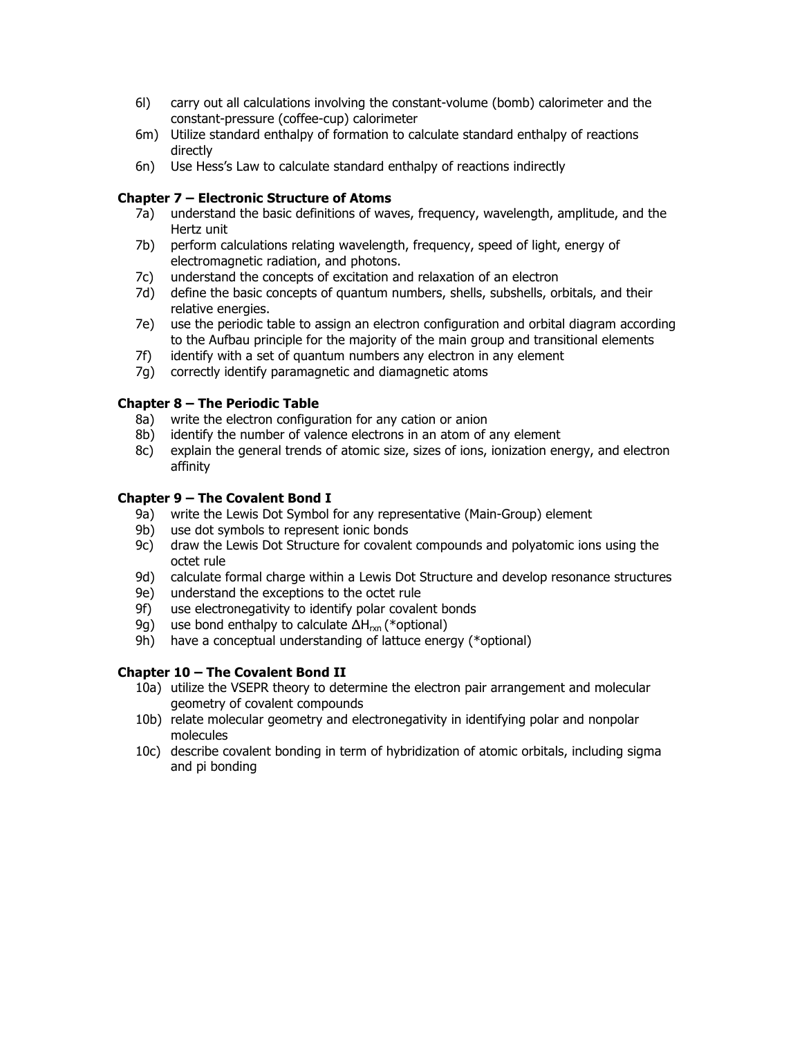- 6l) carry out all calculations involving the constant-volume (bomb) calorimeter and the constant-pressure (coffee-cup) calorimeter
- 6m) Utilize standard enthalpy of formation to calculate standard enthalpy of reactions directly
- 6n) Use Hess's Law to calculate standard enthalpy of reactions indirectly

**Chapter 7 – Electronic Structure of Atoms**

- 7a) understand the basic definitions of waves, frequency, wavelength, amplitude, and the Hertz unit
- 7b) perform calculations relating wavelength, frequency, speed of light, energy of electromagnetic radiation, and photons.
- 7c) understand the concepts of excitation and relaxation of an electron
- 7d) define the basic concepts of quantum numbers, shells, subshells, orbitals, and their relative energies.
- 7e) use the periodic table to assign an electron configuration and orbital diagram according to the Aufbau principle for the majority of the main group and transitional elements
- 7f) identify with a set of quantum numbers any electron in any element
- 7g) correctly identify paramagnetic and diamagnetic atoms

**Chapter 8 – The Periodic Table**

- 8a) write the electron configuration for any cation or anion
- 8b) identify the number of valence electrons in an atom of any element
- 8c) explain the general trends of atomic size, sizes of ions, ionization energy, and electron affinity

**Chapter 9 – The Covalent Bond I**

- 9a) write the Lewis Dot Symbol for any representative (Main-Group) element
- 9b) use dot symbols to represent ionic bonds
- 9c) draw the Lewis Dot Structure for covalent compounds and polyatomic ions using the octet rule
- 9d) calculate formal charge within a Lewis Dot Structure and develop resonance structures
- 9e) understand the exceptions to the octet rule
- 9f) use electronegativity to identify polar covalent bonds
- 9g) use bond enthalpy to calculate $\Delta H_{rxn}$ (*optional)
- 9h) have a conceptual understanding of lattuce energy (*optional)

**Chapter 10 – The Covalent Bond II**

- 10a) utilize the VSEPR theory to determine the electron pair arrangement and molecular geometry of covalent compounds
- 10b) relate molecular geometry and electronegativity in identifying polar and nonpolar molecules
- 10c) describe covalent bonding in term of hybridization of atomic orbitals, including sigma and pi bonding